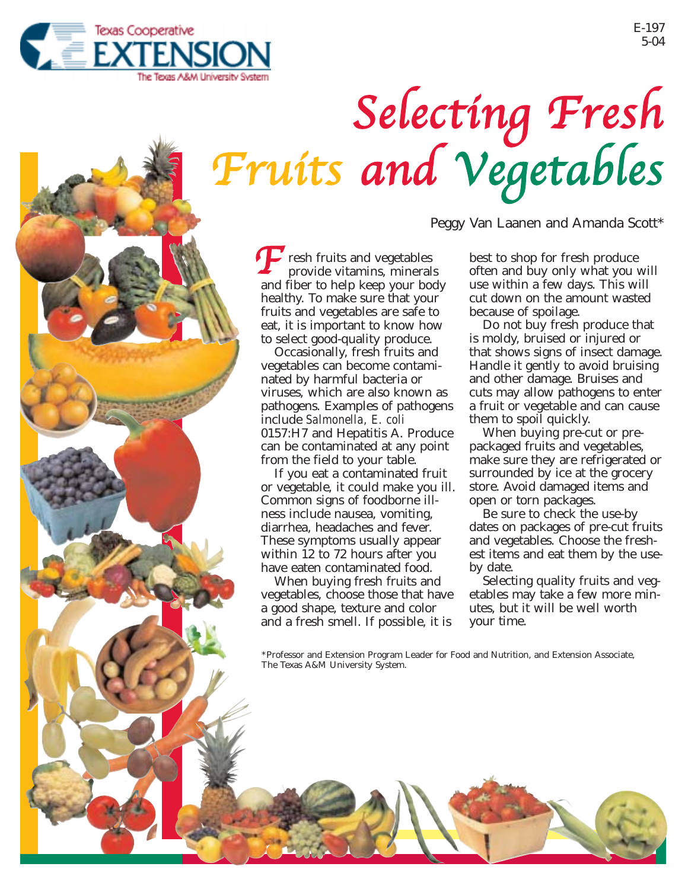Texas Cooperative
EXTENSION
The Texas A&M University System

E-197
5-04

# Selecting Fresh Fruits and Vegetables

Peggy Van Laanen and Amanda Scott*

Fresh fruits and vegetables provide vitamins, minerals and fiber to help keep your body healthy. To make sure that your fruits and vegetables are safe to eat, it is important to know how to select good-quality produce.

Occasionally, fresh fruits and vegetables can become contaminated by harmful bacteria or viruses, which are also known as pathogens. Examples of pathogens include *Salmonella*, *E. coli* 0157:H7 and Hepatitis A. Produce can be contaminated at any point from the field to your table.

If you eat a contaminated fruit or vegetable, it could make you ill. Common signs of foodborne illness include nausea, vomiting, diarrhea, headaches and fever. These symptoms usually appear within 12 to 72 hours after you have eaten contaminated food.

When buying fresh fruits and vegetables, choose those that have a good shape, texture and color and a fresh smell. If possible, it is best to shop for fresh produce often and buy only what you will use within a few days. This will cut down on the amount wasted because of spoilage.

Do not buy fresh produce that is moldy, bruised or injured or that shows signs of insect damage. Handle it gently to avoid bruising and other damage. Bruises and cuts may allow pathogens to enter a fruit or vegetable and can cause them to spoil quickly.

When buying pre-cut or prepackaged fruits and vegetables, make sure they are refrigerated or surrounded by ice at the grocery store. Avoid damaged items and open or torn packages.

Be sure to check the use-by dates on packages of pre-cut fruits and vegetables. Choose the freshest items and eat them by the use-by date.

Selecting quality fruits and vegetables may take a few more minutes, but it will be well worth your time.

*Professor and Extension Program Leader for Food and Nutrition, and Extension Associate, The Texas A&M University System.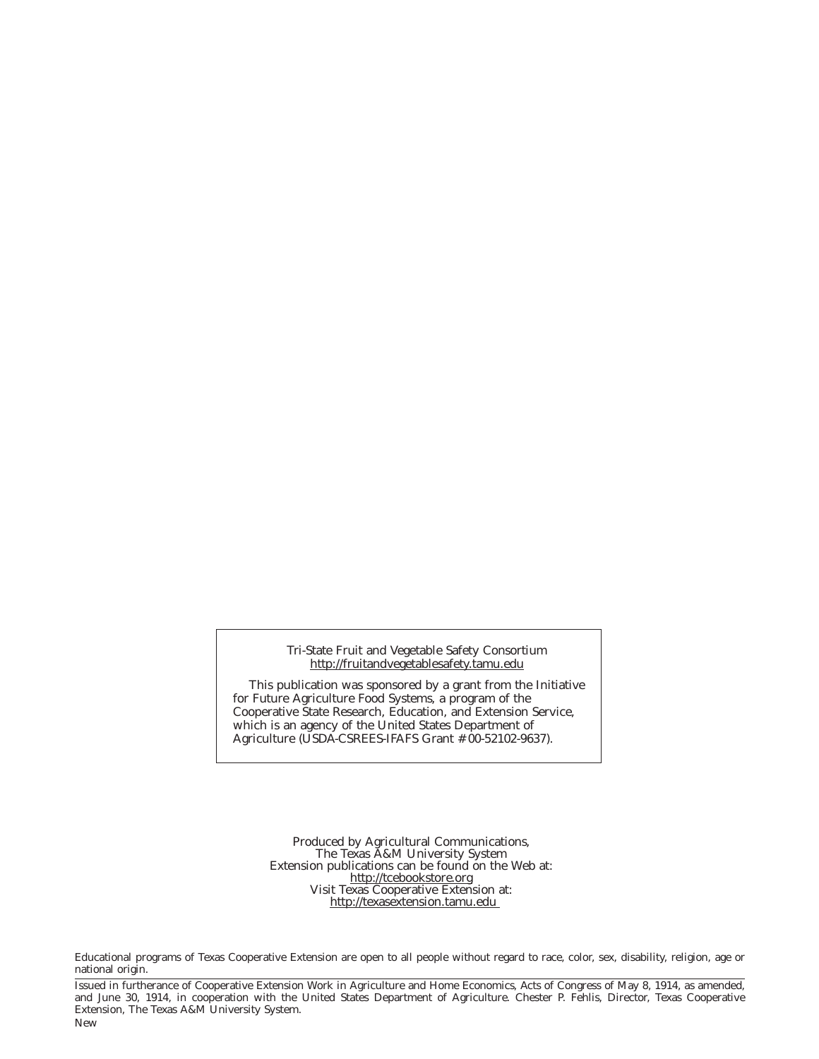Tri-State Fruit and Vegetable Safety Consortium
http://fruitandvegetablesafety.tamu.edu

This publication was sponsored by a grant from the Initiative for Future Agriculture Food Systems, a program of the Cooperative State Research, Education, and Extension Service, which is an agency of the United States Department of Agriculture (USDA-CSREES-IFAFS Grant # 00-52102-9637).

Produced by Agricultural Communications, The Texas A&M University System
Extension publications can be found on the Web at:
http://tcebookstore.org
Visit Texas Cooperative Extension at:
http://texasextension.tamu.edu

Educational programs of Texas Cooperative Extension are open to all people without regard to race, color, sex, disability, religion, age or national origin.

Issued in furtherance of Cooperative Extension Work in Agriculture and Home Economics, Acts of Congress of May 8, 1914, as amended, and June 30, 1914, in cooperation with the United States Department of Agriculture. Chester P. Fehlis, Director, Texas Cooperative Extension, The Texas A&M University System.

New